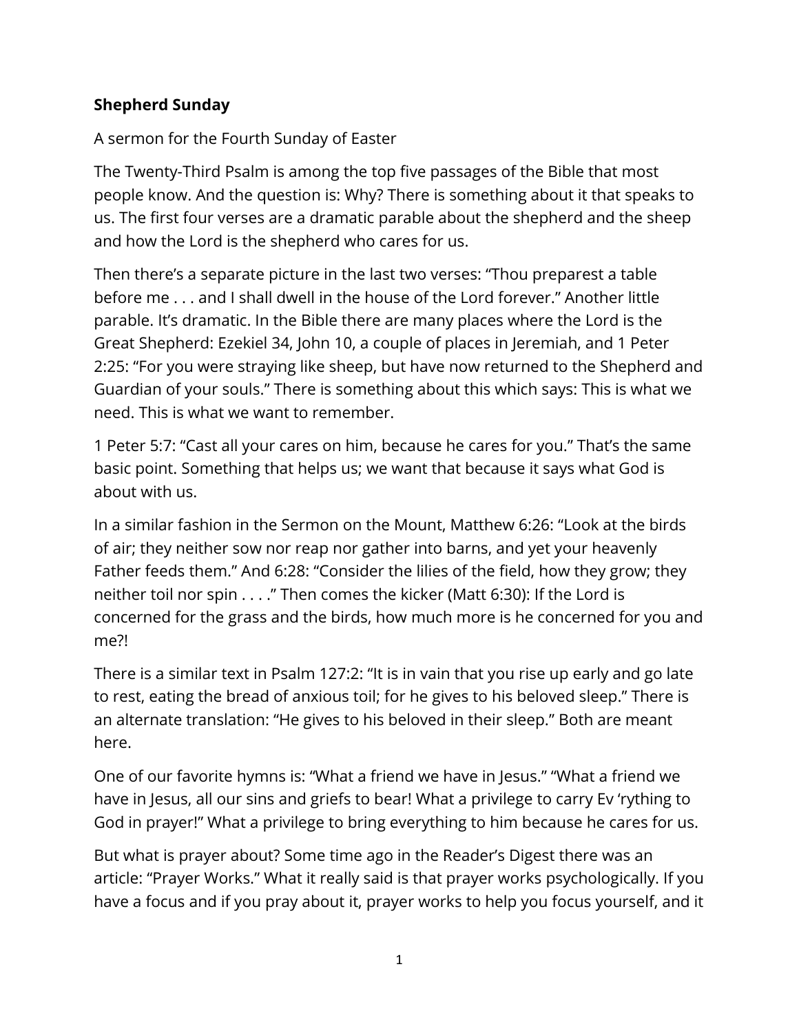**Shepherd Sunday**

A sermon for the Fourth Sunday of Easter

The Twenty-Third Psalm is among the top five passages of the Bible that most people know. And the question is: Why? There is something about it that speaks to us. The first four verses are a dramatic parable about the shepherd and the sheep and how the Lord is the shepherd who cares for us.

Then there's a separate picture in the last two verses: "Thou preparest a table before me . . . and I shall dwell in the house of the Lord forever." Another little parable. It's dramatic. In the Bible there are many places where the Lord is the Great Shepherd: Ezekiel 34, John 10, a couple of places in Jeremiah, and 1 Peter 2:25: "For you were straying like sheep, but have now returned to the Shepherd and Guardian of your souls." There is something about this which says: This is what we need. This is what we want to remember.

1 Peter 5:7: "Cast all your cares on him, because he cares for you." That's the same basic point. Something that helps us; we want that because it says what God is about with us.

In a similar fashion in the Sermon on the Mount, Matthew 6:26: "Look at the birds of air; they neither sow nor reap nor gather into barns, and yet your heavenly Father feeds them." And 6:28: "Consider the lilies of the field, how they grow; they neither toil nor spin . . . ." Then comes the kicker (Matt 6:30): If the Lord is concerned for the grass and the birds, how much more is he concerned for you and me?!

There is a similar text in Psalm 127:2: "It is in vain that you rise up early and go late to rest, eating the bread of anxious toil; for he gives to his beloved sleep." There is an alternate translation: "He gives to his beloved in their sleep." Both are meant here.

One of our favorite hymns is: "What a friend we have in Jesus." "What a friend we have in Jesus, all our sins and griefs to bear! What a privilege to carry Ev 'rything to God in prayer!" What a privilege to bring everything to him because he cares for us.

But what is prayer about? Some time ago in the Reader's Digest there was an article: "Prayer Works." What it really said is that prayer works psychologically. If you have a focus and if you pray about it, prayer works to help you focus yourself, and it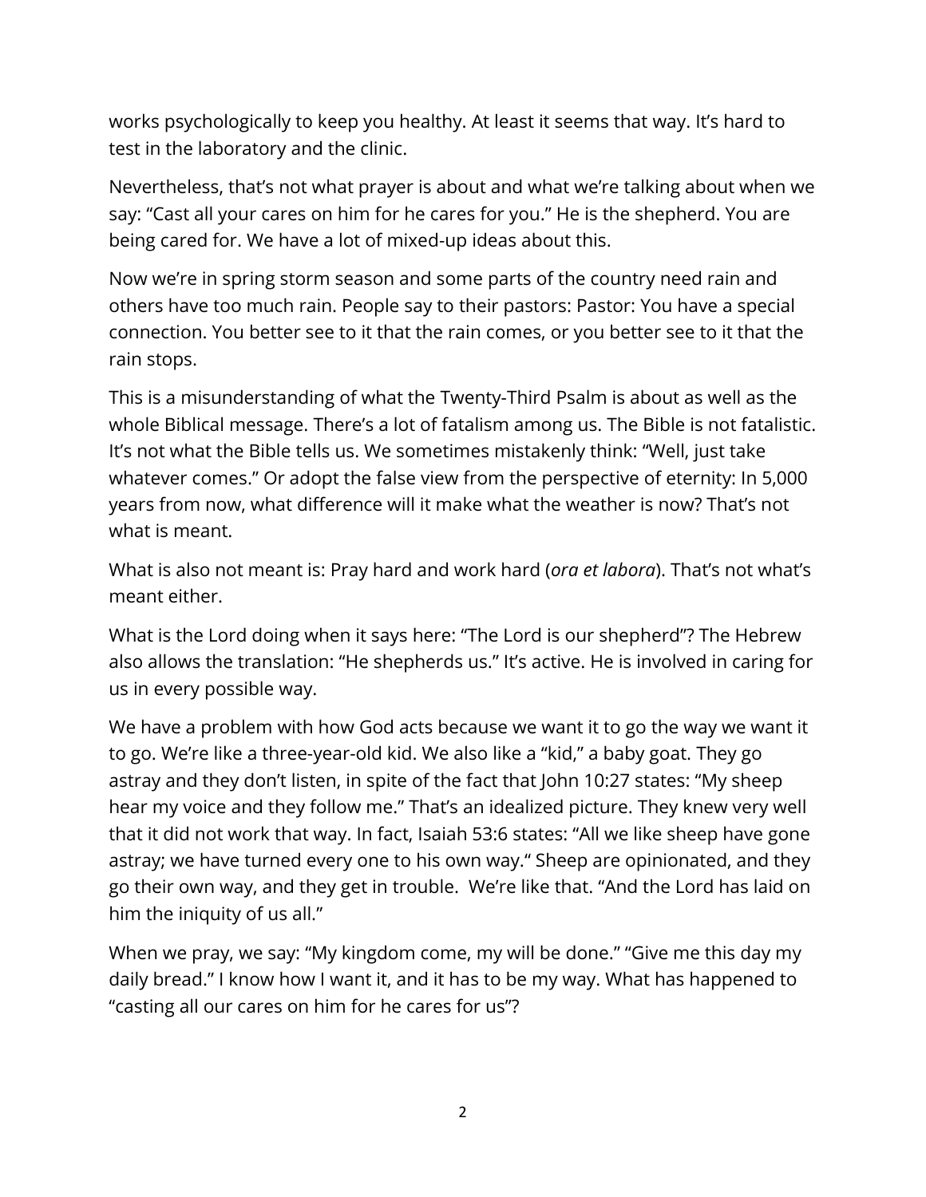works psychologically to keep you healthy. At least it seems that way. It's hard to test in the laboratory and the clinic.

Nevertheless, that's not what prayer is about and what we're talking about when we say: "Cast all your cares on him for he cares for you." He is the shepherd. You are being cared for. We have a lot of mixed-up ideas about this.

Now we're in spring storm season and some parts of the country need rain and others have too much rain. People say to their pastors: Pastor: You have a special connection. You better see to it that the rain comes, or you better see to it that the rain stops.

This is a misunderstanding of what the Twenty-Third Psalm is about as well as the whole Biblical message. There's a lot of fatalism among us. The Bible is not fatalistic. It's not what the Bible tells us. We sometimes mistakenly think: "Well, just take whatever comes." Or adopt the false view from the perspective of eternity: In 5,000 years from now, what difference will it make what the weather is now? That's not what is meant.

What is also not meant is: Pray hard and work hard (*ora et labora*). That's not what's meant either.

What is the Lord doing when it says here: "The Lord is our shepherd"? The Hebrew also allows the translation: "He shepherds us." It's active. He is involved in caring for us in every possible way.

We have a problem with how God acts because we want it to go the way we want it to go. We're like a three-year-old kid. We also like a "kid," a baby goat. They go astray and they don't listen, in spite of the fact that John 10:27 states: "My sheep hear my voice and they follow me." That's an idealized picture. They knew very well that it did not work that way. In fact, Isaiah 53:6 states: "All we like sheep have gone astray; we have turned every one to his own way." Sheep are opinionated, and they go their own way, and they get in trouble. We're like that. "And the Lord has laid on him the iniquity of us all."

When we pray, we say: "My kingdom come, my will be done." "Give me this day my daily bread." I know how I want it, and it has to be my way. What has happened to "casting all our cares on him for he cares for us"?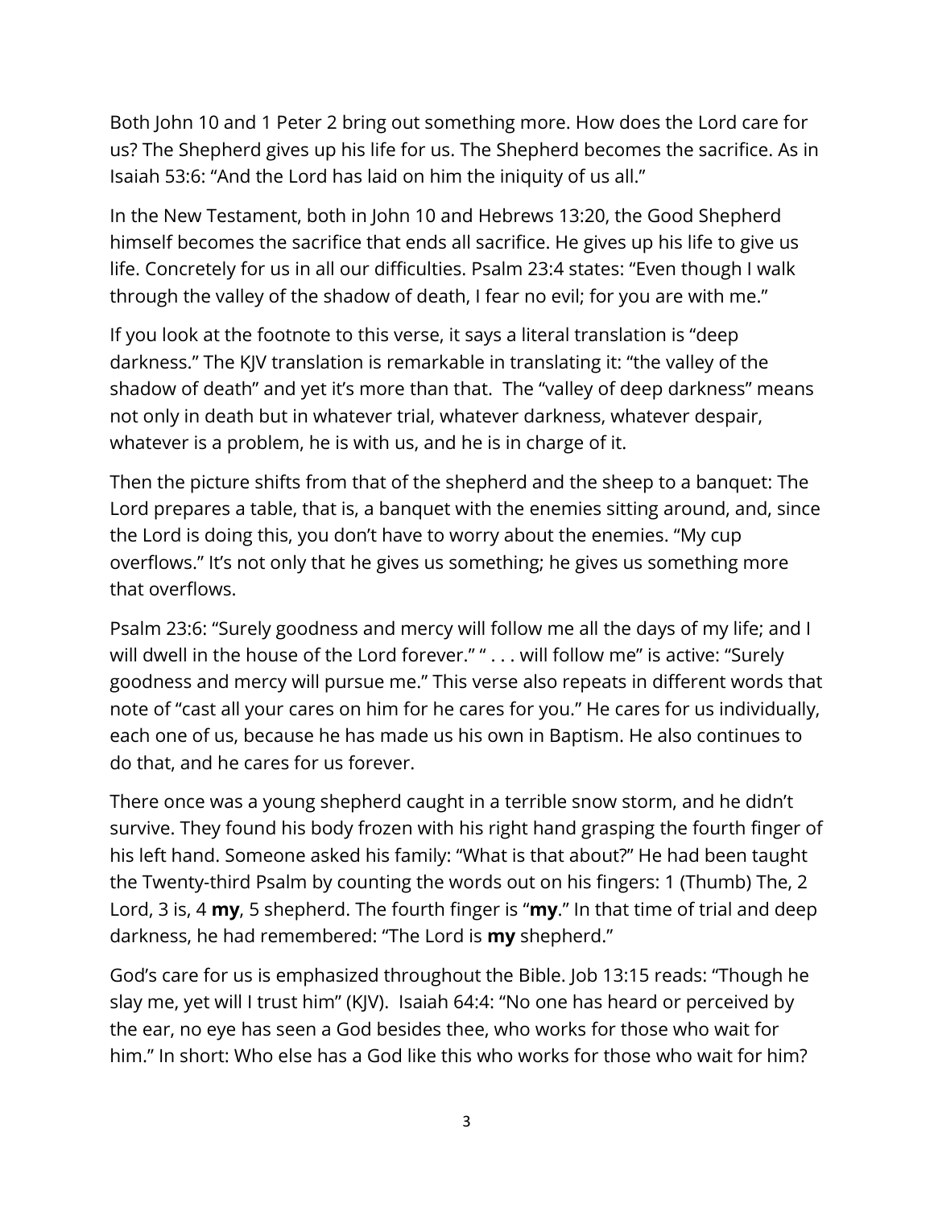Both John 10 and 1 Peter 2 bring out something more. How does the Lord care for us? The Shepherd gives up his life for us. The Shepherd becomes the sacrifice. As in Isaiah 53:6: "And the Lord has laid on him the iniquity of us all."

In the New Testament, both in John 10 and Hebrews 13:20, the Good Shepherd himself becomes the sacrifice that ends all sacrifice. He gives up his life to give us life. Concretely for us in all our difficulties. Psalm 23:4 states: "Even though I walk through the valley of the shadow of death, I fear no evil; for you are with me."

If you look at the footnote to this verse, it says a literal translation is "deep darkness." The KJV translation is remarkable in translating it: "the valley of the shadow of death" and yet it's more than that. The "valley of deep darkness" means not only in death but in whatever trial, whatever darkness, whatever despair, whatever is a problem, he is with us, and he is in charge of it.

Then the picture shifts from that of the shepherd and the sheep to a banquet: The Lord prepares a table, that is, a banquet with the enemies sitting around, and, since the Lord is doing this, you don't have to worry about the enemies. "My cup overflows." It's not only that he gives us something; he gives us something more that overflows.

Psalm 23:6: "Surely goodness and mercy will follow me all the days of my life; and I will dwell in the house of the Lord forever." " . . . will follow me" is active: "Surely goodness and mercy will pursue me." This verse also repeats in different words that note of "cast all your cares on him for he cares for you." He cares for us individually, each one of us, because he has made us his own in Baptism. He also continues to do that, and he cares for us forever.

There once was a young shepherd caught in a terrible snow storm, and he didn't survive. They found his body frozen with his right hand grasping the fourth finger of his left hand. Someone asked his family: "What is that about?" He had been taught the Twenty-third Psalm by counting the words out on his fingers: 1 (Thumb) The, 2 Lord, 3 is, 4 **my**, 5 shepherd. The fourth finger is "**my**." In that time of trial and deep darkness, he had remembered: "The Lord is **my** shepherd."

God's care for us is emphasized throughout the Bible. Job 13:15 reads: "Though he slay me, yet will I trust him" (KJV). Isaiah 64:4: "No one has heard or perceived by the ear, no eye has seen a God besides thee, who works for those who wait for him." In short: Who else has a God like this who works for those who wait for him?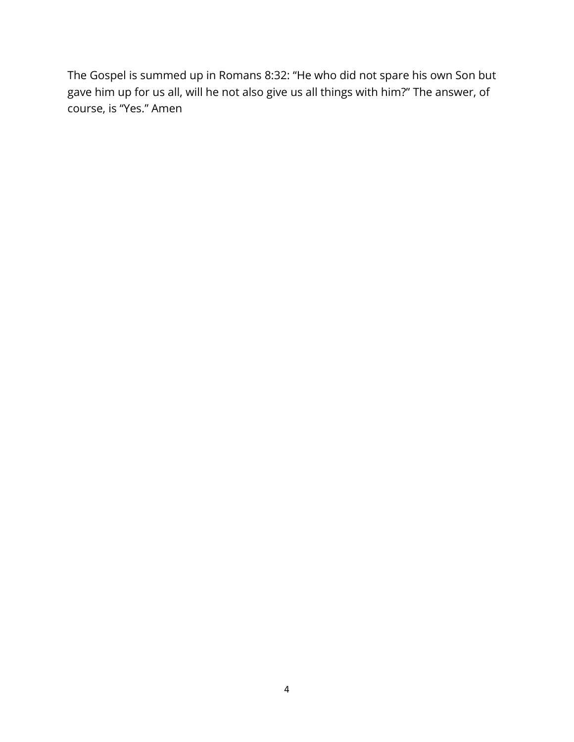The Gospel is summed up in Romans 8:32: “He who did not spare his own Son but gave him up for us all, will he not also give us all things with him?” The answer, of course, is “Yes.” Amen